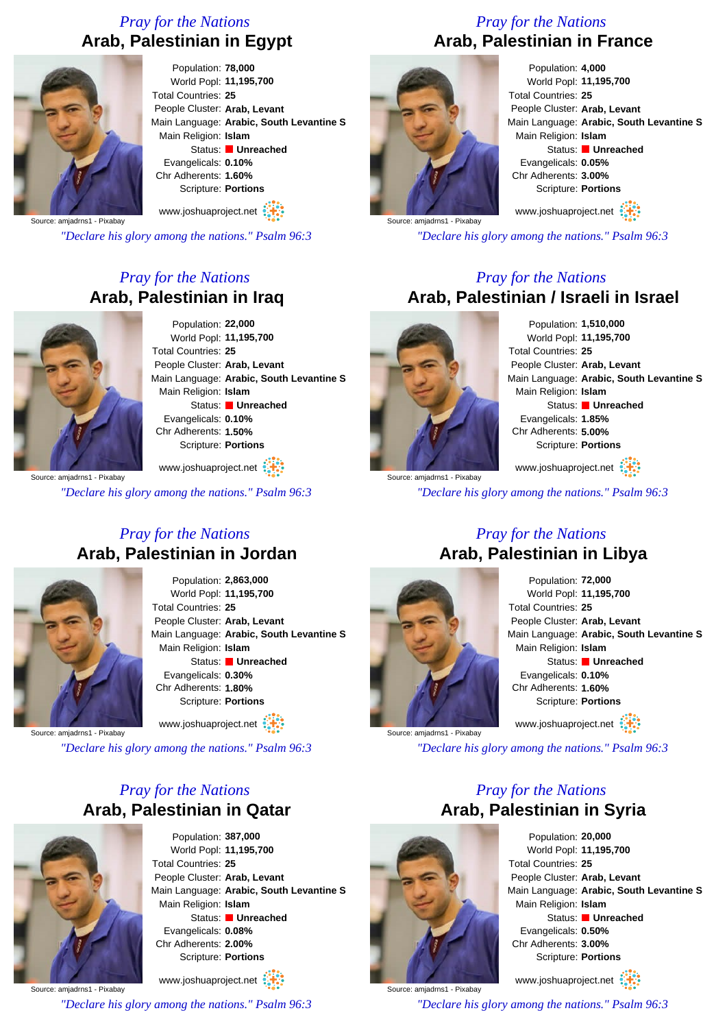*Pray for the Nations*

## Arab, Palestinian in Egypt

Population: **78,000**
World Popl: **11,195,700**
Total Countries: **25**
People Cluster: **Arab, Levant**
Main Language: **Arabic, South Levantine S**
Main Religion: **Islam**
Status: **Unreached**
Evangelicals: **0.10%**
Chr Adherents: **1.60%**
Scripture: **Portions**

Source: amjadrns1 - Pixabay

www.joshuaproject.net

*"Declare his glory among the nations." Psalm 96:3*

*Pray for the Nations*

## Arab, Palestinian in France

Population: **4,000**
World Popl: **11,195,700**
Total Countries: **25**
People Cluster: **Arab, Levant**
Main Language: **Arabic, South Levantine S**
Main Religion: **Islam**
Status: **Unreached**
Evangelicals: **0.05%**
Chr Adherents: **3.00%**
Scripture: **Portions**

Source: amjadrns1 - Pixabay

www.joshuaproject.net

*"Declare his glory among the nations." Psalm 96:3*

*Pray for the Nations*

## Arab, Palestinian in Iraq

Population: **22,000**
World Popl: **11,195,700**
Total Countries: **25**
People Cluster: **Arab, Levant**
Main Language: **Arabic, South Levantine S**
Main Religion: **Islam**
Status: **Unreached**
Evangelicals: **0.10%**
Chr Adherents: **1.50%**
Scripture: **Portions**

Source: amjadrns1 - Pixabay

www.joshuaproject.net

*"Declare his glory among the nations." Psalm 96:3*

*Pray for the Nations*

## Arab, Palestinian / Israeli in Israel

Population: **1,510,000**
World Popl: **11,195,700**
Total Countries: **25**
People Cluster: **Arab, Levant**
Main Language: **Arabic, South Levantine S**
Main Religion: **Islam**
Status: **Unreached**
Evangelicals: **1.85%**
Chr Adherents: **5.00%**
Scripture: **Portions**

Source: amjadrns1 - Pixabay

www.joshuaproject.net

*"Declare his glory among the nations." Psalm 96:3*

*Pray for the Nations*

## Arab, Palestinian in Jordan

Population: **2,863,000**
World Popl: **11,195,700**
Total Countries: **25**
People Cluster: **Arab, Levant**
Main Language: **Arabic, South Levantine S**
Main Religion: **Islam**
Status: **Unreached**
Evangelicals: **0.30%**
Chr Adherents: **1.80%**
Scripture: **Portions**

Source: amjadrns1 - Pixabay

www.joshuaproject.net

*"Declare his glory among the nations." Psalm 96:3*

*Pray for the Nations*

## Arab, Palestinian in Libya

Population: **72,000**
World Popl: **11,195,700**
Total Countries: **25**
People Cluster: **Arab, Levant**
Main Language: **Arabic, South Levantine S**
Main Religion: **Islam**
Status: **Unreached**
Evangelicals: **0.10%**
Chr Adherents: **1.60%**
Scripture: **Portions**

Source: amjadrns1 - Pixabay

www.joshuaproject.net

*"Declare his glory among the nations." Psalm 96:3*

*Pray for the Nations*

## Arab, Palestinian in Qatar

Population: **387,000**
World Popl: **11,195,700**
Total Countries: **25**
People Cluster: **Arab, Levant**
Main Language: **Arabic, South Levantine S**
Main Religion: **Islam**
Status: **Unreached**
Evangelicals: **0.08%**
Chr Adherents: **2.00%**
Scripture: **Portions**

Source: amjadrns1 - Pixabay

www.joshuaproject.net

*"Declare his glory among the nations." Psalm 96:3*

*Pray for the Nations*

## Arab, Palestinian in Syria

Population: **20,000**
World Popl: **11,195,700**
Total Countries: **25**
People Cluster: **Arab, Levant**
Main Language: **Arabic, South Levantine S**
Main Religion: **Islam**
Status: **Unreached**
Evangelicals: **0.50%**
Chr Adherents: **3.00%**
Scripture: **Portions**

Source: amjadrns1 - Pixabay

www.joshuaproject.net

*"Declare his glory among the nations." Psalm 96:3*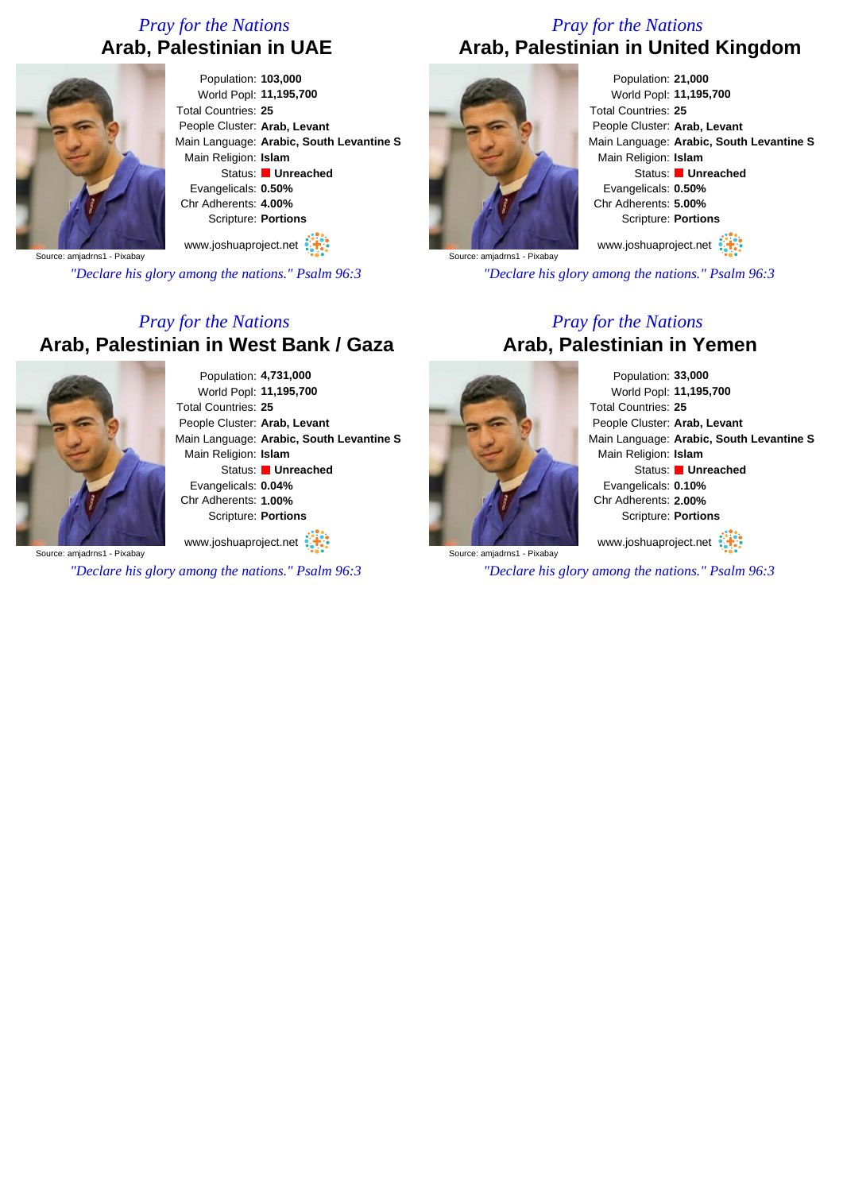*Pray for the Nations*

## Arab, Palestinian in UAE

Source: amjadrns1 - Pixabay

Population: **103,000**
World Popl: **11,195,700**
Total Countries: **25**
People Cluster: **Arab, Levant**
Main Language: **Arabic, South Levantine S**
Main Religion: **Islam**
Status: **Unreached**
Evangelicals: **0.50%**
Chr Adherents: **4.00%**
Scripture: **Portions**

www.joshuaproject.net

*"Declare his glory among the nations." Psalm 96:3*

*Pray for the Nations*

## Arab, Palestinian in United Kingdom

Source: amjadrns1 - Pixabay

Population: **21,000**
World Popl: **11,195,700**
Total Countries: **25**
People Cluster: **Arab, Levant**
Main Language: **Arabic, South Levantine S**
Main Religion: **Islam**
Status: **Unreached**
Evangelicals: **0.50%**
Chr Adherents: **5.00%**
Scripture: **Portions**

www.joshuaproject.net

*"Declare his glory among the nations." Psalm 96:3*

*Pray for the Nations*

## Arab, Palestinian in West Bank / Gaza

Source: amjadrns1 - Pixabay

Population: **4,731,000**
World Popl: **11,195,700**
Total Countries: **25**
People Cluster: **Arab, Levant**
Main Language: **Arabic, South Levantine S**
Main Religion: **Islam**
Status: **Unreached**
Evangelicals: **0.04%**
Chr Adherents: **1.00%**
Scripture: **Portions**

www.joshuaproject.net

*"Declare his glory among the nations." Psalm 96:3*

*Pray for the Nations*

## Arab, Palestinian in Yemen

Source: amjadrns1 - Pixabay

Population: **33,000**
World Popl: **11,195,700**
Total Countries: **25**
People Cluster: **Arab, Levant**
Main Language: **Arabic, South Levantine S**
Main Religion: **Islam**
Status: **Unreached**
Evangelicals: **0.10%**
Chr Adherents: **2.00%**
Scripture: **Portions**

www.joshuaproject.net

*"Declare his glory among the nations." Psalm 96:3*